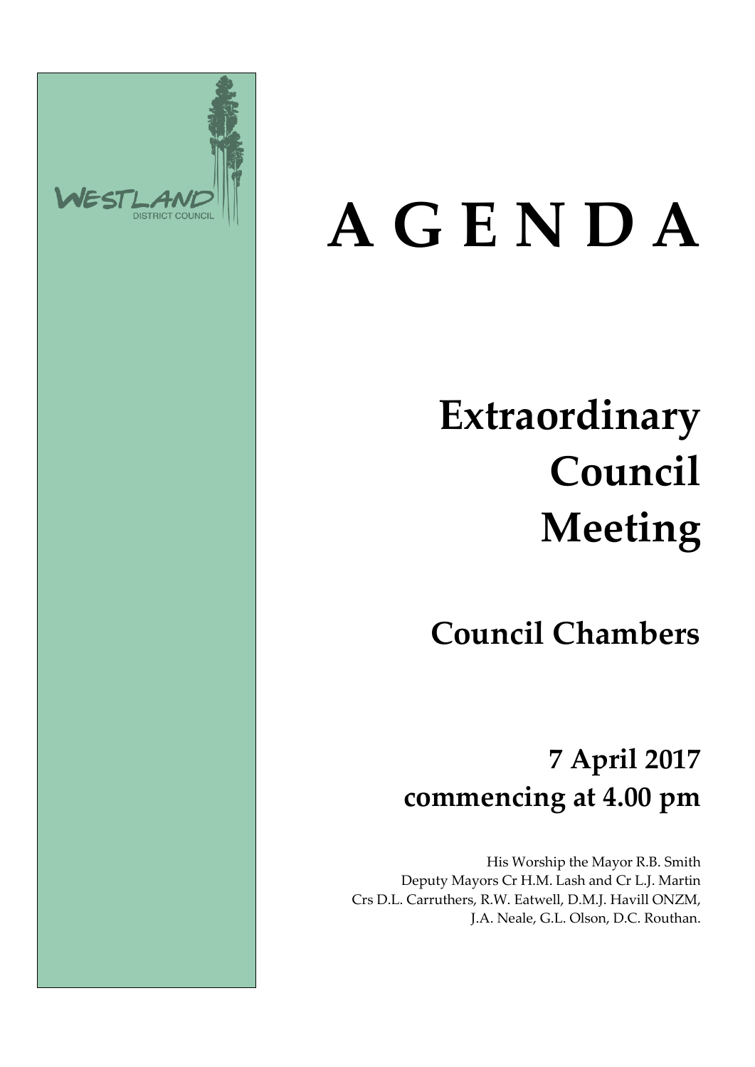WESTLAND DISTRICT COUNCIL

# A G E N D A

# Extraordinary Council Meeting

## Council Chambers

## 7 April 2017 commencing at 4.00 pm

His Worship the Mayor R.B. Smith
Deputy Mayors Cr H.M. Lash and Cr L.J. Martin
Crs D.L. Carruthers, R.W. Eatwell, D.M.J. Havill ONZM, J.A. Neale, G.L. Olson, D.C. Routhan.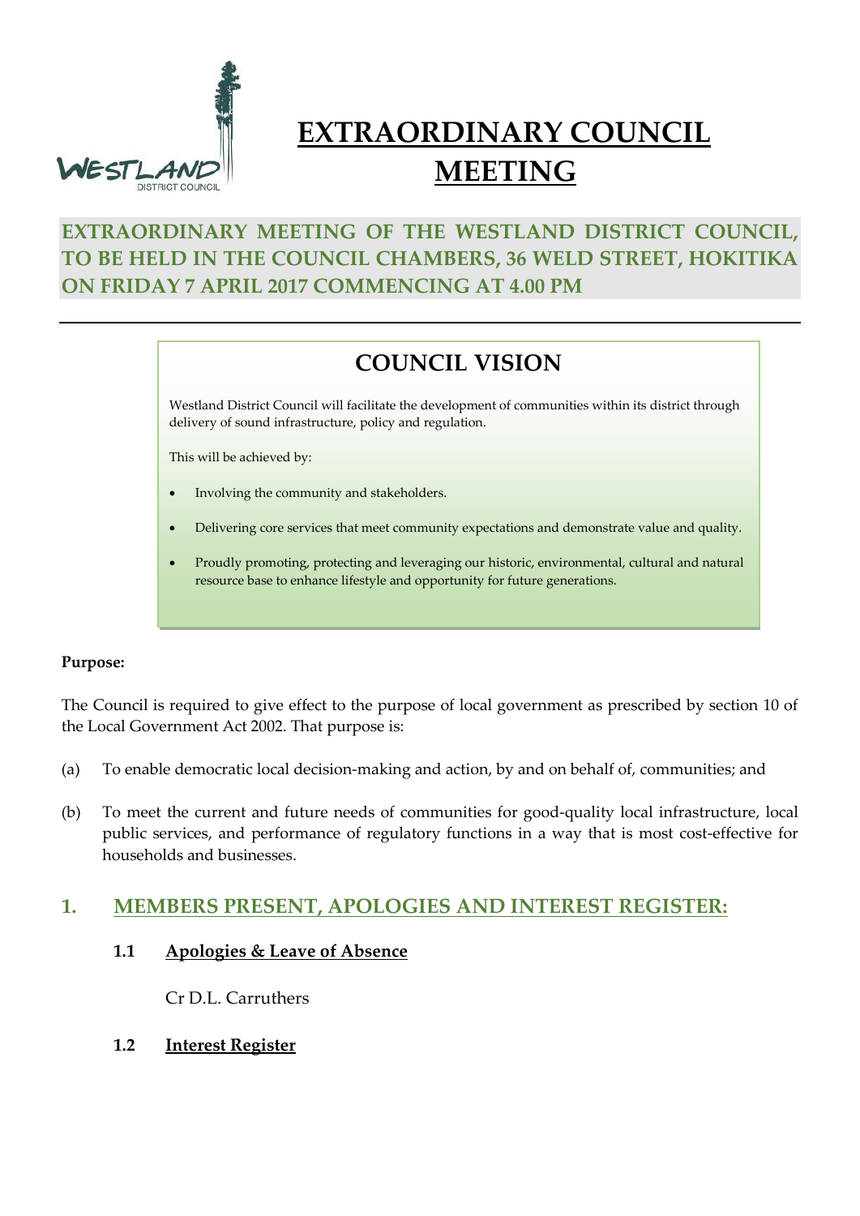# EXTRAORDINARY COUNCIL MEETING

## EXTRAORDINARY MEETING OF THE WESTLAND DISTRICT COUNCIL, TO BE HELD IN THE COUNCIL CHAMBERS, 36 WELD STREET, HOKITIKA ON FRIDAY 7 APRIL 2017 COMMENCING AT 4.00 PM

## COUNCIL VISION

Westland District Council will facilitate the development of communities within its district through delivery of sound infrastructure, policy and regulation.

This will be achieved by:

- Involving the community and stakeholders.
- Delivering core services that meet community expectations and demonstrate value and quality.
- Proudly promoting, protecting and leveraging our historic, environmental, cultural and natural resource base to enhance lifestyle and opportunity for future generations.

**Purpose:**

The Council is required to give effect to the purpose of local government as prescribed by section 10 of the Local Government Act 2002. That purpose is:

(a) To enable democratic local decision-making and action, by and on behalf of, communities; and

(b) To meet the current and future needs of communities for good-quality local infrastructure, local public services, and performance of regulatory functions in a way that is most cost-effective for households and businesses.

## 1. MEMBERS PRESENT, APOLOGIES AND INTEREST REGISTER:

### 1.1 Apologies & Leave of Absence

Cr D.L. Carruthers

### 1.2 Interest Register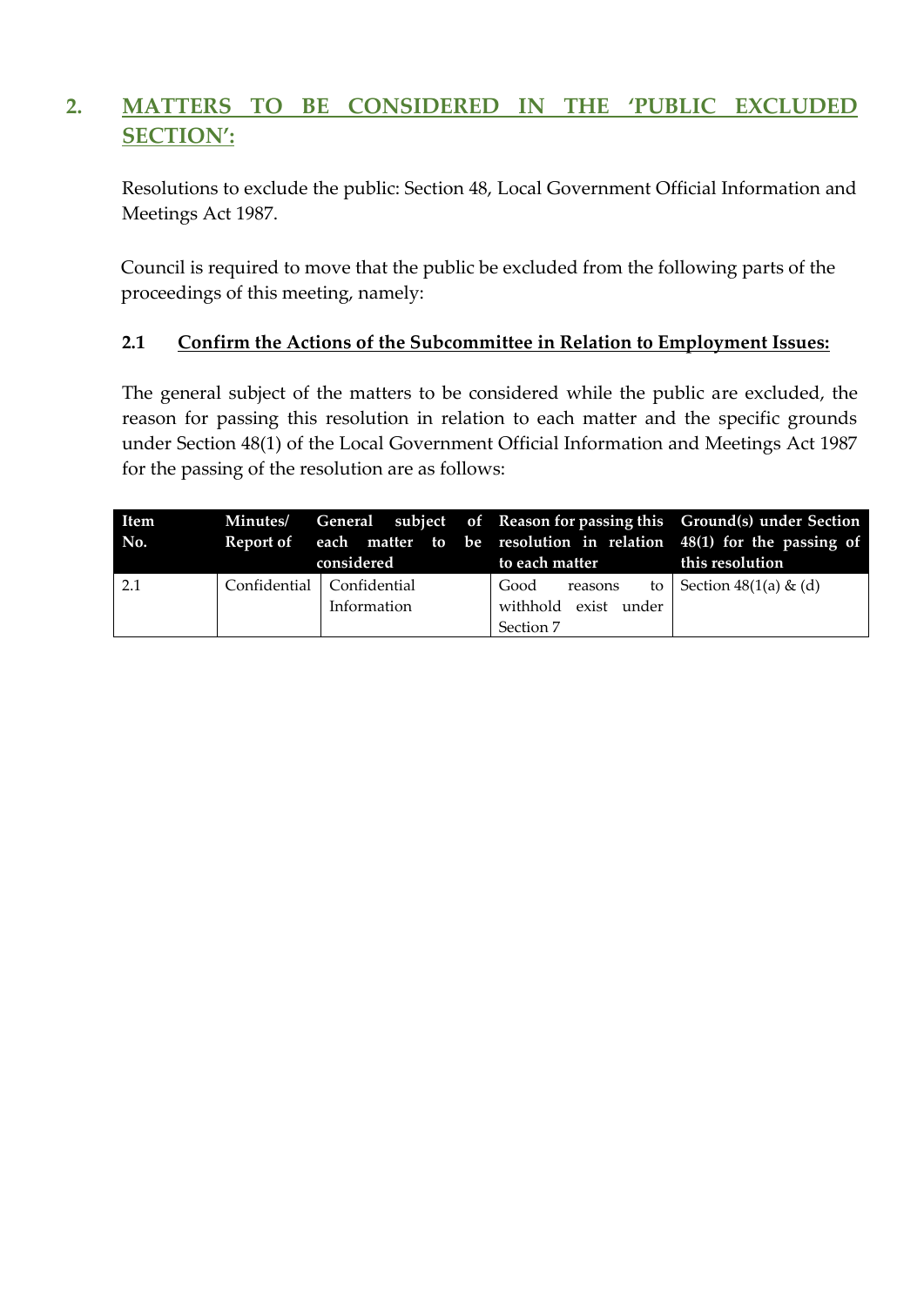## 2. MATTERS TO BE CONSIDERED IN THE 'PUBLIC EXCLUDED SECTION':

Resolutions to exclude the public: Section 48, Local Government Official Information and Meetings Act 1987.

Council is required to move that the public be excluded from the following parts of the proceedings of this meeting, namely:

### 2.1 Confirm the Actions of the Subcommittee in Relation to Employment Issues:

The general subject of the matters to be considered while the public are excluded, the reason for passing this resolution in relation to each matter and the specific grounds under Section 48(1) of the Local Government Official Information and Meetings Act 1987 for the passing of the resolution are as follows:

| Item No. | Minutes/ Report of | General subject of each matter to be considered | Reason for passing this resolution in relation to each matter | Ground(s) under Section 48(1) for the passing of this resolution |
|---|---|---|---|---|
| 2.1 | Confidential | Confidential Information | Good reasons to withhold exist under Section 7 | Section 48(1(a) & (d) |